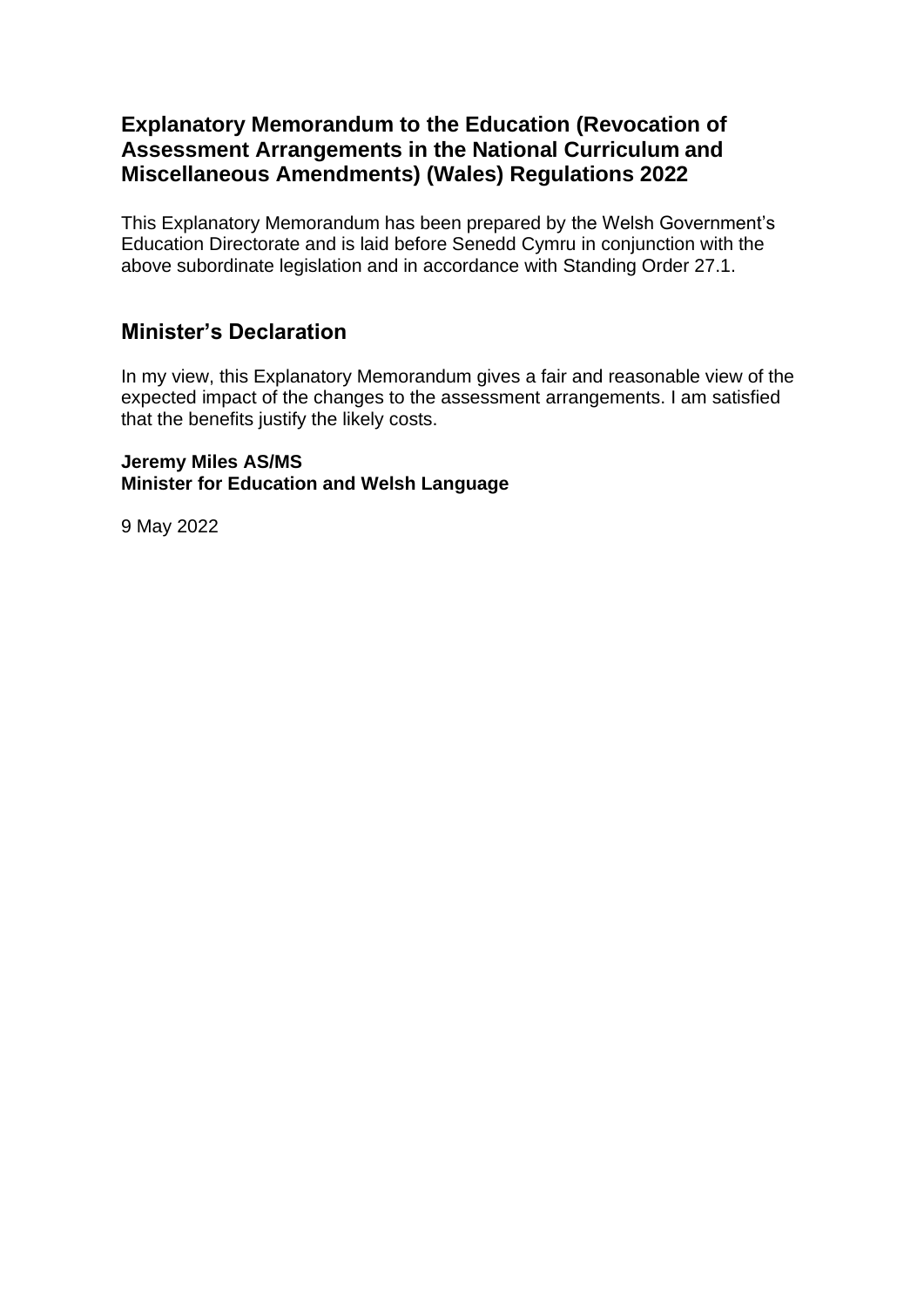# Explanatory Memorandum to the Education (Revocation of Assessment Arrangements in the National Curriculum and Miscellaneous Amendments) (Wales) Regulations 2022

This Explanatory Memorandum has been prepared by the Welsh Government's Education Directorate and is laid before Senedd Cymru in conjunction with the above subordinate legislation and in accordance with Standing Order 27.1.

## Minister's Declaration

In my view, this Explanatory Memorandum gives a fair and reasonable view of the expected impact of the changes to the assessment arrangements. I am satisfied that the benefits justify the likely costs.

**Jeremy Miles AS/MS**
**Minister for Education and Welsh Language**

9 May 2022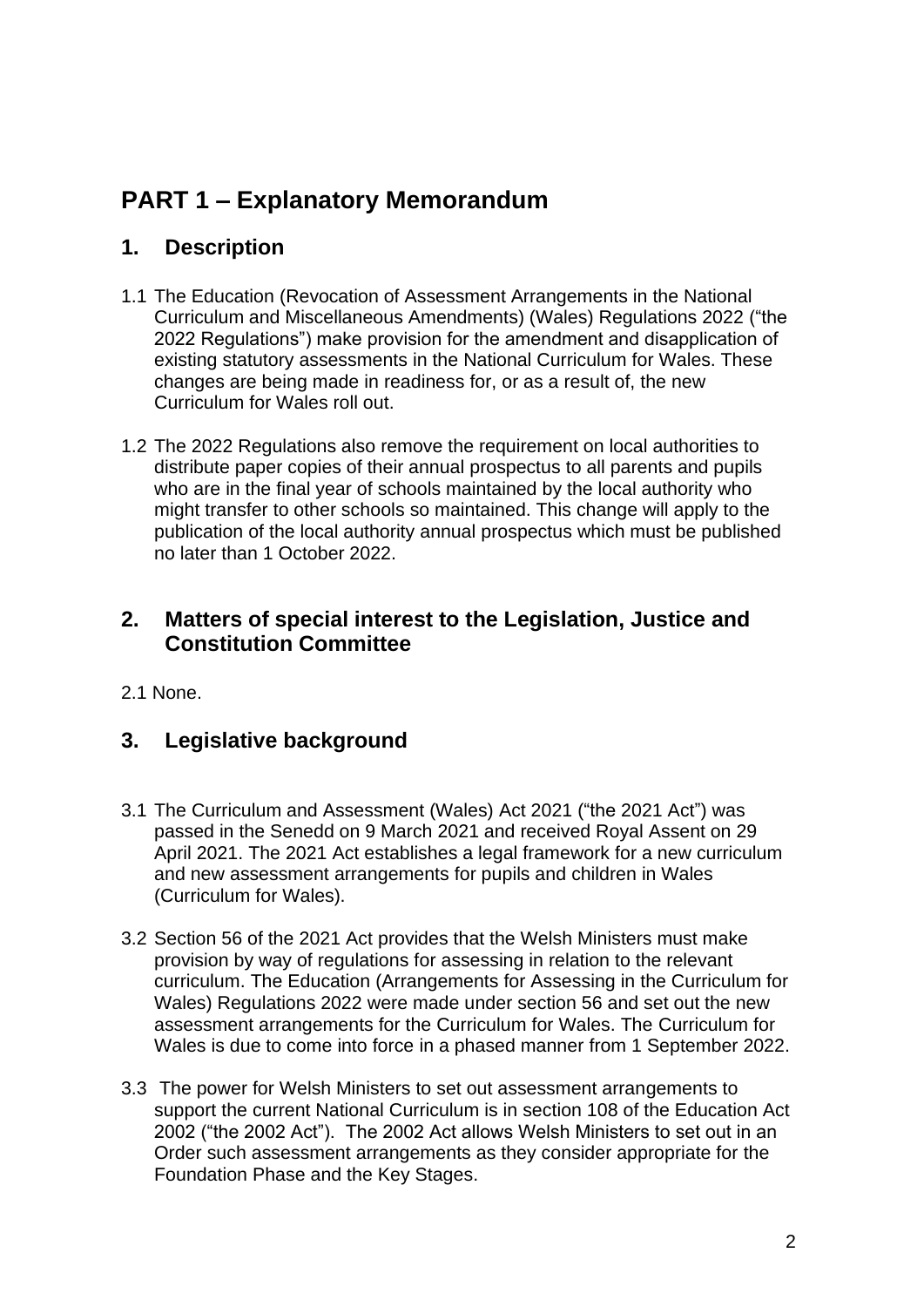# PART 1 – Explanatory Memorandum

## 1. Description

1.1 The Education (Revocation of Assessment Arrangements in the National Curriculum and Miscellaneous Amendments) (Wales) Regulations 2022 ("the 2022 Regulations") make provision for the amendment and disapplication of existing statutory assessments in the National Curriculum for Wales. These changes are being made in readiness for, or as a result of, the new Curriculum for Wales roll out.

1.2 The 2022 Regulations also remove the requirement on local authorities to distribute paper copies of their annual prospectus to all parents and pupils who are in the final year of schools maintained by the local authority who might transfer to other schools so maintained. This change will apply to the publication of the local authority annual prospectus which must be published no later than 1 October 2022.

## 2. Matters of special interest to the Legislation, Justice and Constitution Committee

2.1 None.

## 3. Legislative background

3.1 The Curriculum and Assessment (Wales) Act 2021 ("the 2021 Act") was passed in the Senedd on 9 March 2021 and received Royal Assent on 29 April 2021. The 2021 Act establishes a legal framework for a new curriculum and new assessment arrangements for pupils and children in Wales (Curriculum for Wales).

3.2 Section 56 of the 2021 Act provides that the Welsh Ministers must make provision by way of regulations for assessing in relation to the relevant curriculum. The Education (Arrangements for Assessing in the Curriculum for Wales) Regulations 2022 were made under section 56 and set out the new assessment arrangements for the Curriculum for Wales. The Curriculum for Wales is due to come into force in a phased manner from 1 September 2022.

3.3 The power for Welsh Ministers to set out assessment arrangements to support the current National Curriculum is in section 108 of the Education Act 2002 ("the 2002 Act"). The 2002 Act allows Welsh Ministers to set out in an Order such assessment arrangements as they consider appropriate for the Foundation Phase and the Key Stages.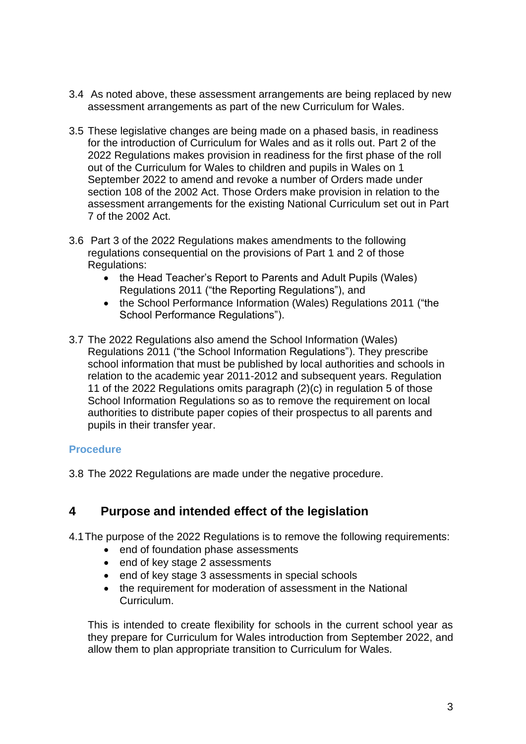3.4 As noted above, these assessment arrangements are being replaced by new assessment arrangements as part of the new Curriculum for Wales.

3.5 These legislative changes are being made on a phased basis, in readiness for the introduction of Curriculum for Wales and as it rolls out. Part 2 of the 2022 Regulations makes provision in readiness for the first phase of the roll out of the Curriculum for Wales to children and pupils in Wales on 1 September 2022 to amend and revoke a number of Orders made under section 108 of the 2002 Act. Those Orders make provision in relation to the assessment arrangements for the existing National Curriculum set out in Part 7 of the 2002 Act.

3.6 Part 3 of the 2022 Regulations makes amendments to the following regulations consequential on the provisions of Part 1 and 2 of those Regulations:

- the Head Teacher's Report to Parents and Adult Pupils (Wales) Regulations 2011 ("the Reporting Regulations"), and
- the School Performance Information (Wales) Regulations 2011 ("the School Performance Regulations").

3.7 The 2022 Regulations also amend the School Information (Wales) Regulations 2011 ("the School Information Regulations"). They prescribe school information that must be published by local authorities and schools in relation to the academic year 2011-2012 and subsequent years. Regulation 11 of the 2022 Regulations omits paragraph (2)(c) in regulation 5 of those School Information Regulations so as to remove the requirement on local authorities to distribute paper copies of their prospectus to all parents and pupils in their transfer year.

### Procedure

3.8 The 2022 Regulations are made under the negative procedure.

## 4 Purpose and intended effect of the legislation

4.1 The purpose of the 2022 Regulations is to remove the following requirements:

- end of foundation phase assessments
- end of key stage 2 assessments
- end of key stage 3 assessments in special schools
- the requirement for moderation of assessment in the National Curriculum.

This is intended to create flexibility for schools in the current school year as they prepare for Curriculum for Wales introduction from September 2022, and allow them to plan appropriate transition to Curriculum for Wales.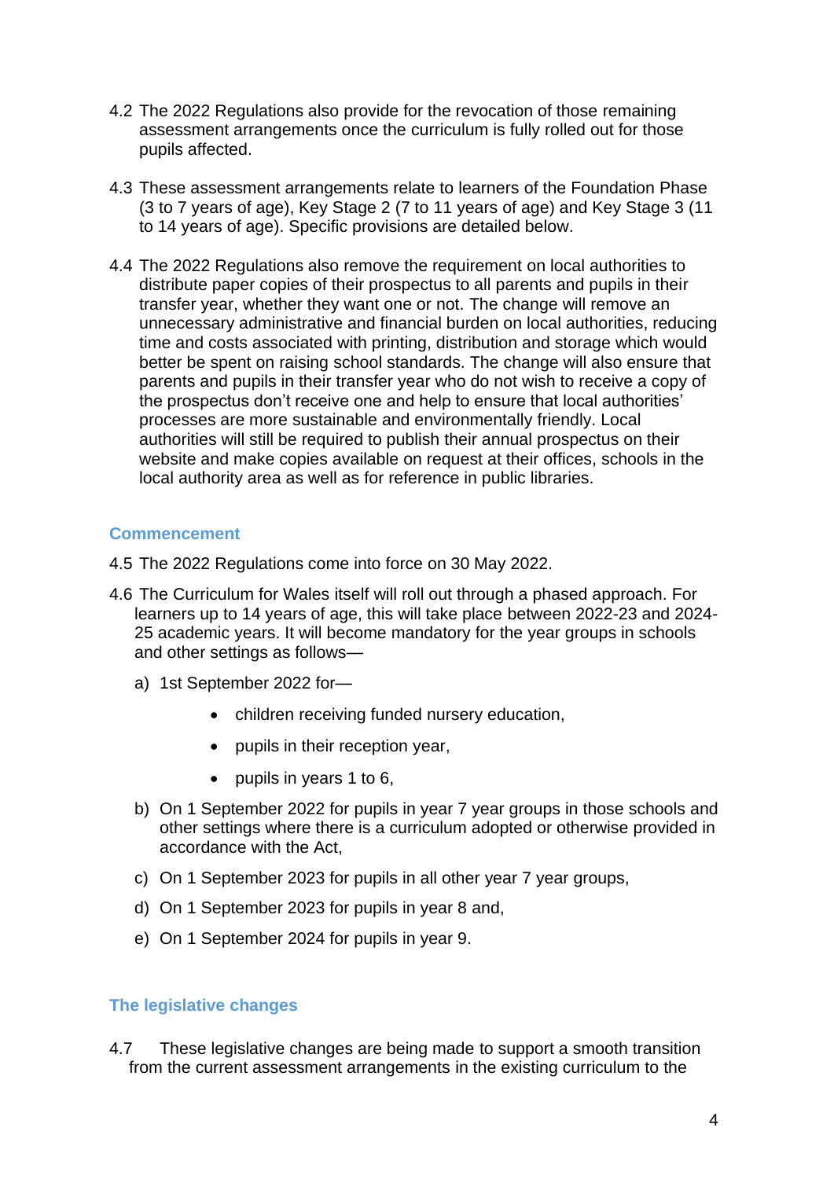4.2 The 2022 Regulations also provide for the revocation of those remaining assessment arrangements once the curriculum is fully rolled out for those pupils affected.

4.3 These assessment arrangements relate to learners of the Foundation Phase (3 to 7 years of age), Key Stage 2 (7 to 11 years of age) and Key Stage 3 (11 to 14 years of age). Specific provisions are detailed below.

4.4 The 2022 Regulations also remove the requirement on local authorities to distribute paper copies of their prospectus to all parents and pupils in their transfer year, whether they want one or not. The change will remove an unnecessary administrative and financial burden on local authorities, reducing time and costs associated with printing, distribution and storage which would better be spent on raising school standards. The change will also ensure that parents and pupils in their transfer year who do not wish to receive a copy of the prospectus don't receive one and help to ensure that local authorities' processes are more sustainable and environmentally friendly. Local authorities will still be required to publish their annual prospectus on their website and make copies available on request at their offices, schools in the local authority area as well as for reference in public libraries.

## Commencement

4.5 The 2022 Regulations come into force on 30 May 2022.

4.6 The Curriculum for Wales itself will roll out through a phased approach. For learners up to 14 years of age, this will take place between 2022-23 and 2024-25 academic years. It will become mandatory for the year groups in schools and other settings as follows—

a) 1st September 2022 for—
   - children receiving funded nursery education,
   - pupils in their reception year,
   - pupils in years 1 to 6,

b) On 1 September 2022 for pupils in year 7 year groups in those schools and other settings where there is a curriculum adopted or otherwise provided in accordance with the Act,

c) On 1 September 2023 for pupils in all other year 7 year groups,

d) On 1 September 2023 for pupils in year 8 and,

e) On 1 September 2024 for pupils in year 9.

## The legislative changes

4.7 These legislative changes are being made to support a smooth transition from the current assessment arrangements in the existing curriculum to the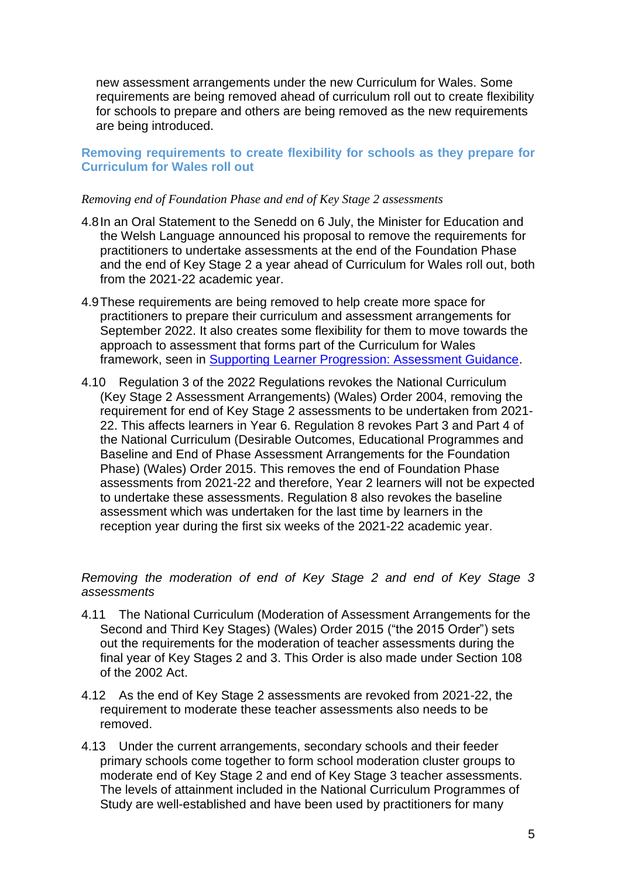new assessment arrangements under the new Curriculum for Wales. Some requirements are being removed ahead of curriculum roll out to create flexibility for schools to prepare and others are being removed as the new requirements are being introduced.

### Removing requirements to create flexibility for schools as they prepare for Curriculum for Wales roll out

*Removing end of Foundation Phase and end of Key Stage 2 assessments*

4.8 In an Oral Statement to the Senedd on 6 July, the Minister for Education and the Welsh Language announced his proposal to remove the requirements for practitioners to undertake assessments at the end of the Foundation Phase and the end of Key Stage 2 a year ahead of Curriculum for Wales roll out, both from the 2021-22 academic year.

4.9 These requirements are being removed to help create more space for practitioners to prepare their curriculum and assessment arrangements for September 2022. It also creates some flexibility for them to move towards the approach to assessment that forms part of the Curriculum for Wales framework, seen in [Supporting Learner Progression: Assessment Guidance](#).

4.10 Regulation 3 of the 2022 Regulations revokes the National Curriculum (Key Stage 2 Assessment Arrangements) (Wales) Order 2004, removing the requirement for end of Key Stage 2 assessments to be undertaken from 2021-22. This affects learners in Year 6. Regulation 8 revokes Part 3 and Part 4 of the National Curriculum (Desirable Outcomes, Educational Programmes and Baseline and End of Phase Assessment Arrangements for the Foundation Phase) (Wales) Order 2015. This removes the end of Foundation Phase assessments from 2021-22 and therefore, Year 2 learners will not be expected to undertake these assessments. Regulation 8 also revokes the baseline assessment which was undertaken for the last time by learners in the reception year during the first six weeks of the 2021-22 academic year.

*Removing the moderation of end of Key Stage 2 and end of Key Stage 3 assessments*

4.11 The National Curriculum (Moderation of Assessment Arrangements for the Second and Third Key Stages) (Wales) Order 2015 ("the 2015 Order") sets out the requirements for the moderation of teacher assessments during the final year of Key Stages 2 and 3. This Order is also made under Section 108 of the 2002 Act.

4.12 As the end of Key Stage 2 assessments are revoked from 2021-22, the requirement to moderate these teacher assessments also needs to be removed.

4.13 Under the current arrangements, secondary schools and their feeder primary schools come together to form school moderation cluster groups to moderate end of Key Stage 2 and end of Key Stage 3 teacher assessments. The levels of attainment included in the National Curriculum Programmes of Study are well-established and have been used by practitioners for many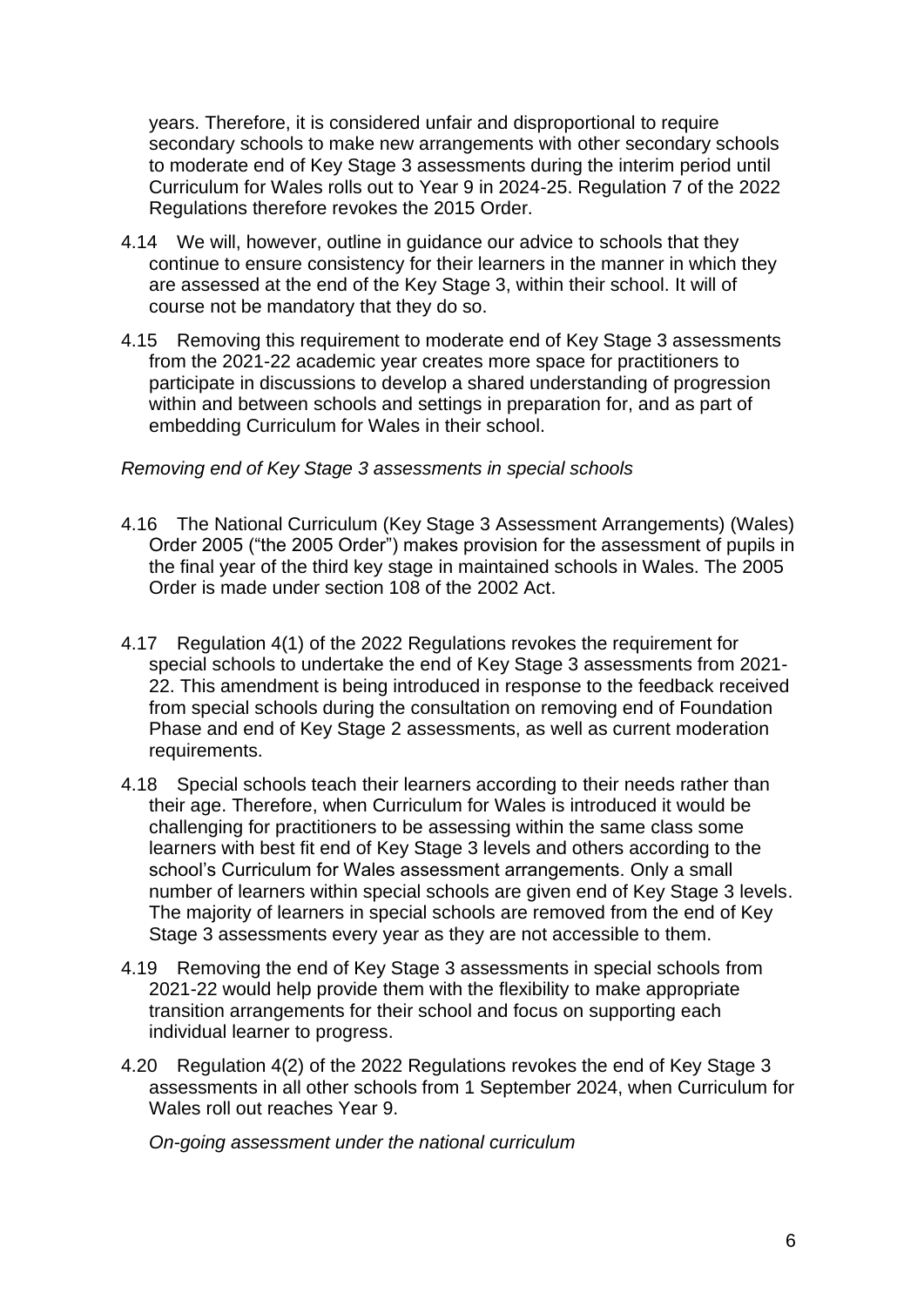years. Therefore, it is considered unfair and disproportional to require secondary schools to make new arrangements with other secondary schools to moderate end of Key Stage 3 assessments during the interim period until Curriculum for Wales rolls out to Year 9 in 2024-25. Regulation 7 of the 2022 Regulations therefore revokes the 2015 Order.

4.14 We will, however, outline in guidance our advice to schools that they continue to ensure consistency for their learners in the manner in which they are assessed at the end of the Key Stage 3, within their school. It will of course not be mandatory that they do so.

4.15 Removing this requirement to moderate end of Key Stage 3 assessments from the 2021-22 academic year creates more space for practitioners to participate in discussions to develop a shared understanding of progression within and between schools and settings in preparation for, and as part of embedding Curriculum for Wales in their school.

*Removing end of Key Stage 3 assessments in special schools*

4.16 The National Curriculum (Key Stage 3 Assessment Arrangements) (Wales) Order 2005 ("the 2005 Order") makes provision for the assessment of pupils in the final year of the third key stage in maintained schools in Wales. The 2005 Order is made under section 108 of the 2002 Act.

4.17 Regulation 4(1) of the 2022 Regulations revokes the requirement for special schools to undertake the end of Key Stage 3 assessments from 2021-22. This amendment is being introduced in response to the feedback received from special schools during the consultation on removing end of Foundation Phase and end of Key Stage 2 assessments, as well as current moderation requirements.

4.18 Special schools teach their learners according to their needs rather than their age. Therefore, when Curriculum for Wales is introduced it would be challenging for practitioners to be assessing within the same class some learners with best fit end of Key Stage 3 levels and others according to the school's Curriculum for Wales assessment arrangements. Only a small number of learners within special schools are given end of Key Stage 3 levels. The majority of learners in special schools are removed from the end of Key Stage 3 assessments every year as they are not accessible to them.

4.19 Removing the end of Key Stage 3 assessments in special schools from 2021-22 would help provide them with the flexibility to make appropriate transition arrangements for their school and focus on supporting each individual learner to progress.

4.20 Regulation 4(2) of the 2022 Regulations revokes the end of Key Stage 3 assessments in all other schools from 1 September 2024, when Curriculum for Wales roll out reaches Year 9.

*On-going assessment under the national curriculum*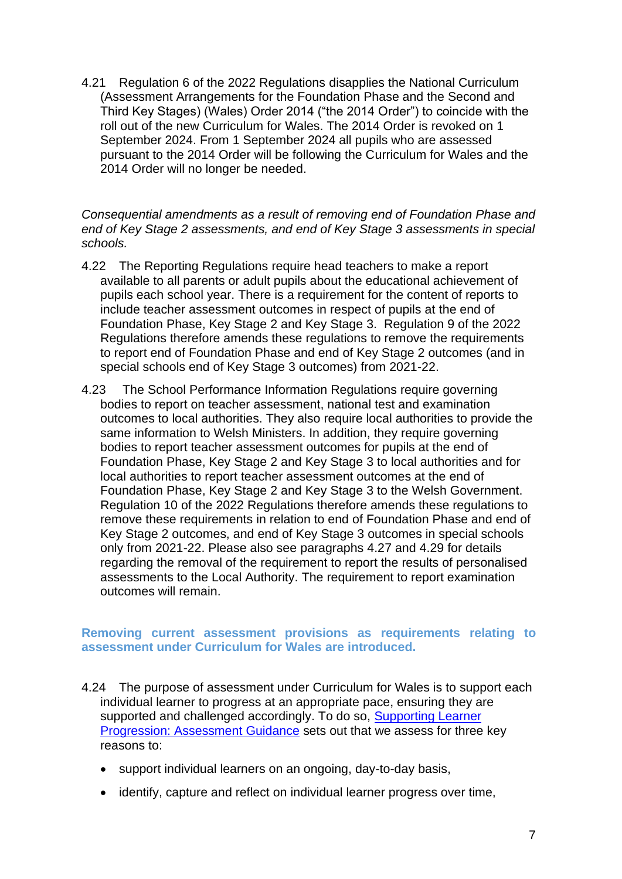4.21 Regulation 6 of the 2022 Regulations disapplies the National Curriculum (Assessment Arrangements for the Foundation Phase and the Second and Third Key Stages) (Wales) Order 2014 ("the 2014 Order") to coincide with the roll out of the new Curriculum for Wales. The 2014 Order is revoked on 1 September 2024. From 1 September 2024 all pupils who are assessed pursuant to the 2014 Order will be following the Curriculum for Wales and the 2014 Order will no longer be needed.

*Consequential amendments as a result of removing end of Foundation Phase and end of Key Stage 2 assessments, and end of Key Stage 3 assessments in special schools.*

4.22 The Reporting Regulations require head teachers to make a report available to all parents or adult pupils about the educational achievement of pupils each school year. There is a requirement for the content of reports to include teacher assessment outcomes in respect of pupils at the end of Foundation Phase, Key Stage 2 and Key Stage 3. Regulation 9 of the 2022 Regulations therefore amends these regulations to remove the requirements to report end of Foundation Phase and end of Key Stage 2 outcomes (and in special schools end of Key Stage 3 outcomes) from 2021-22.

4.23 The School Performance Information Regulations require governing bodies to report on teacher assessment, national test and examination outcomes to local authorities. They also require local authorities to provide the same information to Welsh Ministers. In addition, they require governing bodies to report teacher assessment outcomes for pupils at the end of Foundation Phase, Key Stage 2 and Key Stage 3 to local authorities and for local authorities to report teacher assessment outcomes at the end of Foundation Phase, Key Stage 2 and Key Stage 3 to the Welsh Government. Regulation 10 of the 2022 Regulations therefore amends these regulations to remove these requirements in relation to end of Foundation Phase and end of Key Stage 2 outcomes, and end of Key Stage 3 outcomes in special schools only from 2021-22. Please also see paragraphs 4.27 and 4.29 for details regarding the removal of the requirement to report the results of personalised assessments to the Local Authority. The requirement to report examination outcomes will remain.

### Removing current assessment provisions as requirements relating to assessment under Curriculum for Wales are introduced.

4.24 The purpose of assessment under Curriculum for Wales is to support each individual learner to progress at an appropriate pace, ensuring they are supported and challenged accordingly. To do so, [Supporting Learner Progression: Assessment Guidance]() sets out that we assess for three key reasons to:

- support individual learners on an ongoing, day-to-day basis,
- identify, capture and reflect on individual learner progress over time,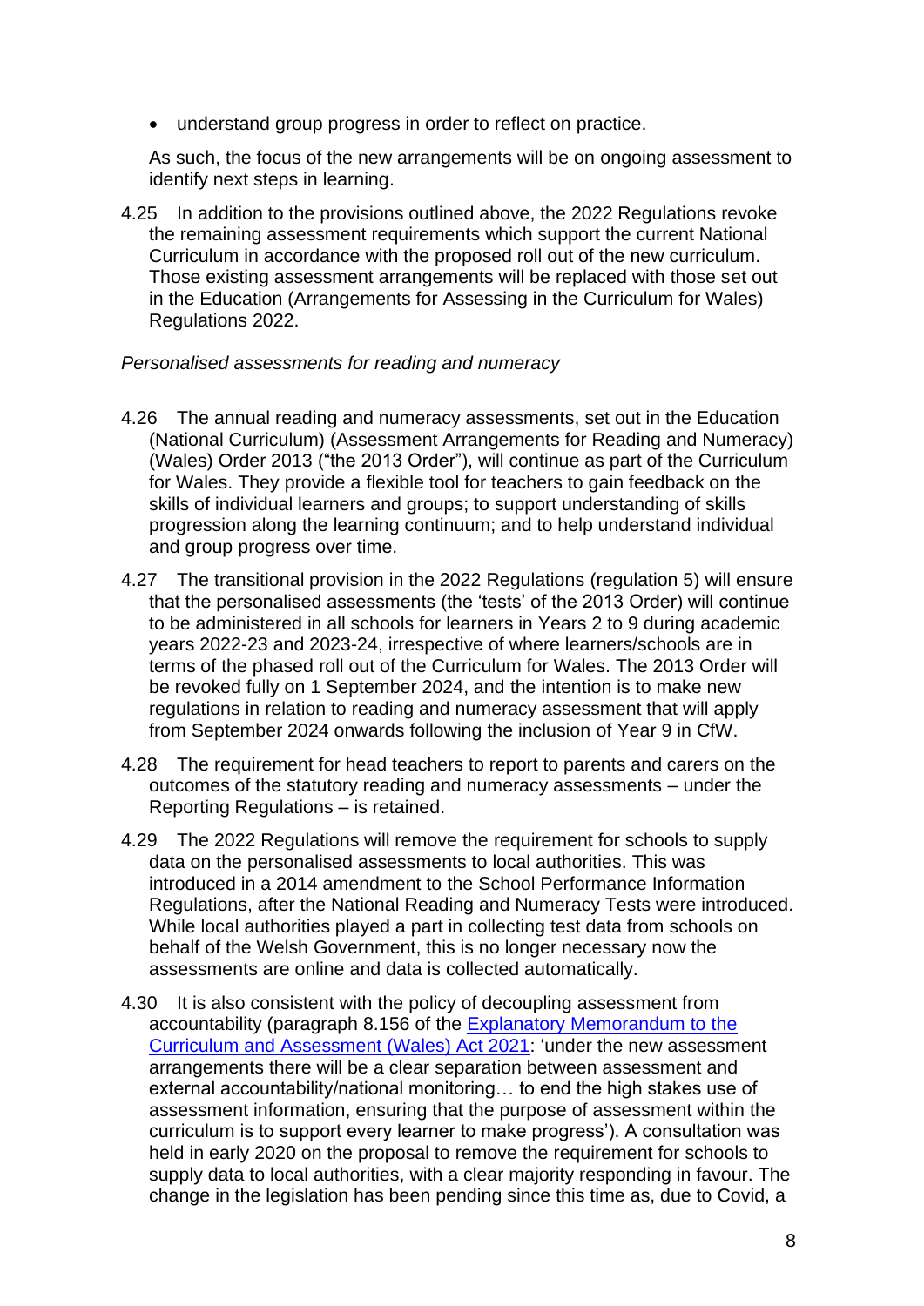- understand group progress in order to reflect on practice.

As such, the focus of the new arrangements will be on ongoing assessment to identify next steps in learning.

4.25 In addition to the provisions outlined above, the 2022 Regulations revoke the remaining assessment requirements which support the current National Curriculum in accordance with the proposed roll out of the new curriculum. Those existing assessment arrangements will be replaced with those set out in the Education (Arrangements for Assessing in the Curriculum for Wales) Regulations 2022.

*Personalised assessments for reading and numeracy*

4.26 The annual reading and numeracy assessments, set out in the Education (National Curriculum) (Assessment Arrangements for Reading and Numeracy) (Wales) Order 2013 ("the 2013 Order"), will continue as part of the Curriculum for Wales. They provide a flexible tool for teachers to gain feedback on the skills of individual learners and groups; to support understanding of skills progression along the learning continuum; and to help understand individual and group progress over time.

4.27 The transitional provision in the 2022 Regulations (regulation 5) will ensure that the personalised assessments (the 'tests' of the 2013 Order) will continue to be administered in all schools for learners in Years 2 to 9 during academic years 2022-23 and 2023-24, irrespective of where learners/schools are in terms of the phased roll out of the Curriculum for Wales. The 2013 Order will be revoked fully on 1 September 2024, and the intention is to make new regulations in relation to reading and numeracy assessment that will apply from September 2024 onwards following the inclusion of Year 9 in CfW.

4.28 The requirement for head teachers to report to parents and carers on the outcomes of the statutory reading and numeracy assessments – under the Reporting Regulations – is retained.

4.29 The 2022 Regulations will remove the requirement for schools to supply data on the personalised assessments to local authorities. This was introduced in a 2014 amendment to the School Performance Information Regulations, after the National Reading and Numeracy Tests were introduced. While local authorities played a part in collecting test data from schools on behalf of the Welsh Government, this is no longer necessary now the assessments are online and data is collected automatically.

4.30 It is also consistent with the policy of decoupling assessment from accountability (paragraph 8.156 of the [Explanatory Memorandum to the Curriculum and Assessment (Wales) Act 2021](#): 'under the new assessment arrangements there will be a clear separation between assessment and external accountability/national monitoring… to end the high stakes use of assessment information, ensuring that the purpose of assessment within the curriculum is to support every learner to make progress'). A consultation was held in early 2020 on the proposal to remove the requirement for schools to supply data to local authorities, with a clear majority responding in favour. The change in the legislation has been pending since this time as, due to Covid, a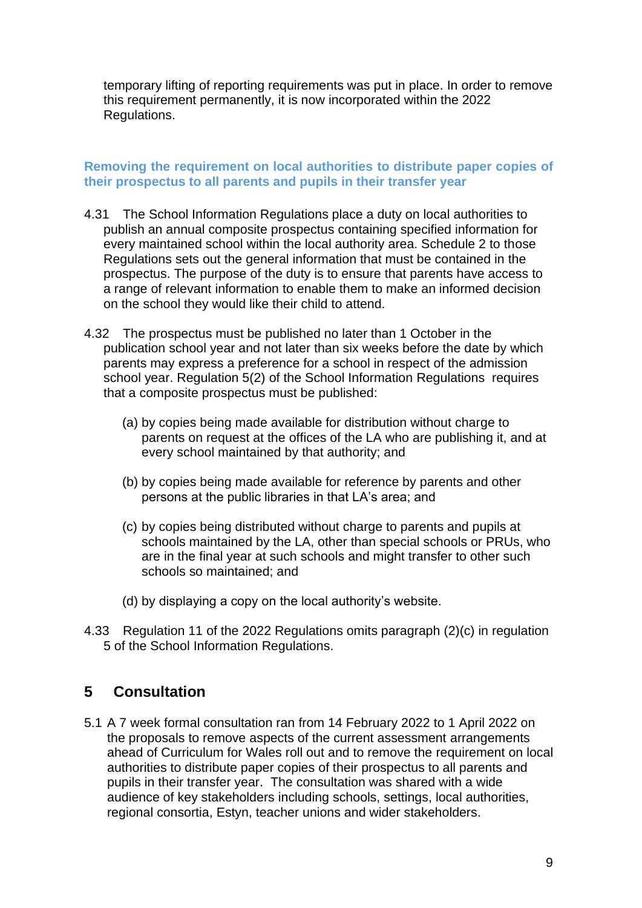temporary lifting of reporting requirements was put in place. In order to remove this requirement permanently, it is now incorporated within the 2022 Regulations.

### Removing the requirement on local authorities to distribute paper copies of their prospectus to all parents and pupils in their transfer year

4.31 The School Information Regulations place a duty on local authorities to publish an annual composite prospectus containing specified information for every maintained school within the local authority area. Schedule 2 to those Regulations sets out the general information that must be contained in the prospectus. The purpose of the duty is to ensure that parents have access to a range of relevant information to enable them to make an informed decision on the school they would like their child to attend.

4.32 The prospectus must be published no later than 1 October in the publication school year and not later than six weeks before the date by which parents may express a preference for a school in respect of the admission school year. Regulation 5(2) of the School Information Regulations requires that a composite prospectus must be published:

(a) by copies being made available for distribution without charge to parents on request at the offices of the LA who are publishing it, and at every school maintained by that authority; and

(b) by copies being made available for reference by parents and other persons at the public libraries in that LA's area; and

(c) by copies being distributed without charge to parents and pupils at schools maintained by the LA, other than special schools or PRUs, who are in the final year at such schools and might transfer to other such schools so maintained; and

(d) by displaying a copy on the local authority's website.

4.33 Regulation 11 of the 2022 Regulations omits paragraph (2)(c) in regulation 5 of the School Information Regulations.

## 5 Consultation

5.1 A 7 week formal consultation ran from 14 February 2022 to 1 April 2022 on the proposals to remove aspects of the current assessment arrangements ahead of Curriculum for Wales roll out and to remove the requirement on local authorities to distribute paper copies of their prospectus to all parents and pupils in their transfer year. The consultation was shared with a wide audience of key stakeholders including schools, settings, local authorities, regional consortia, Estyn, teacher unions and wider stakeholders.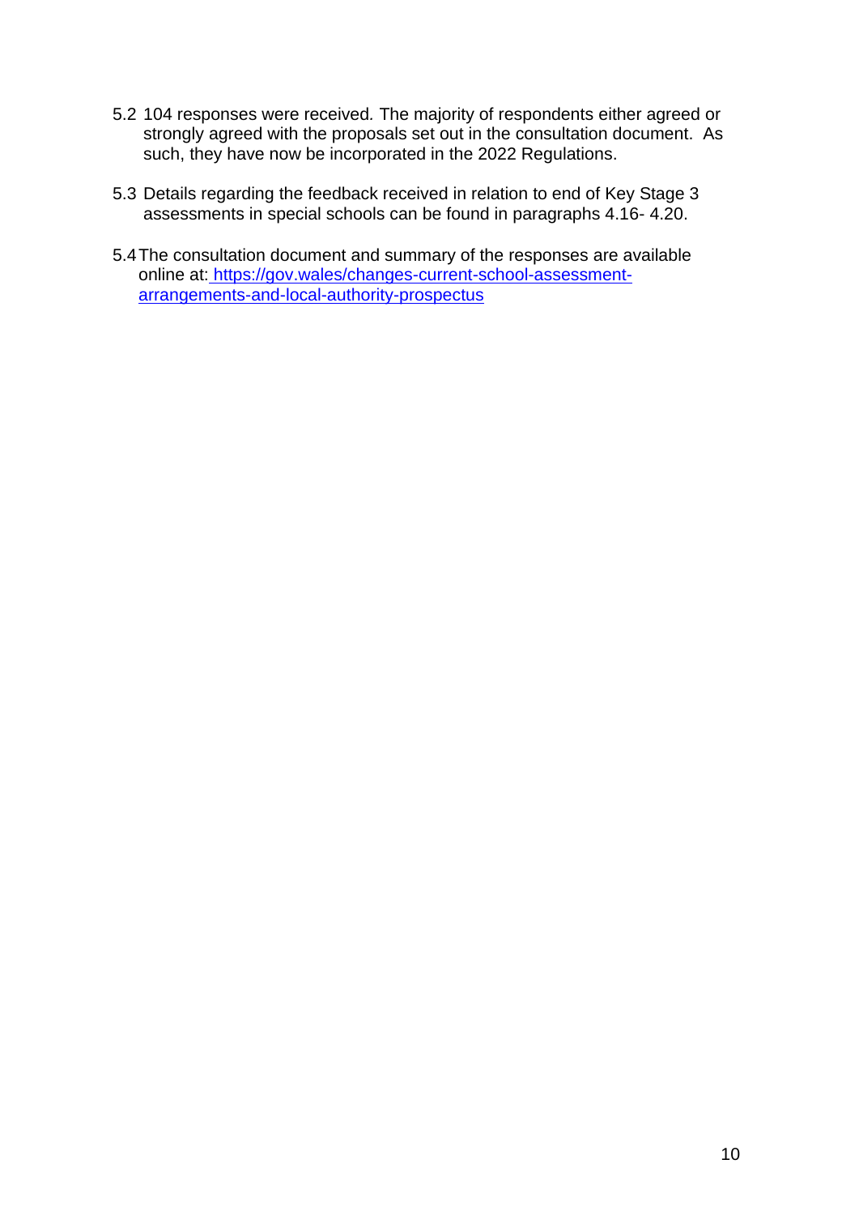5.2 104 responses were received. The majority of respondents either agreed or strongly agreed with the proposals set out in the consultation document. As such, they have now be incorporated in the 2022 Regulations.

5.3 Details regarding the feedback received in relation to end of Key Stage 3 assessments in special schools can be found in paragraphs 4.16- 4.20.

5.4 The consultation document and summary of the responses are available online at: [https://gov.wales/changes-current-school-assessment-arrangements-and-local-authority-prospectus](https://gov.wales/changes-current-school-assessment-arrangements-and-local-authority-prospectus)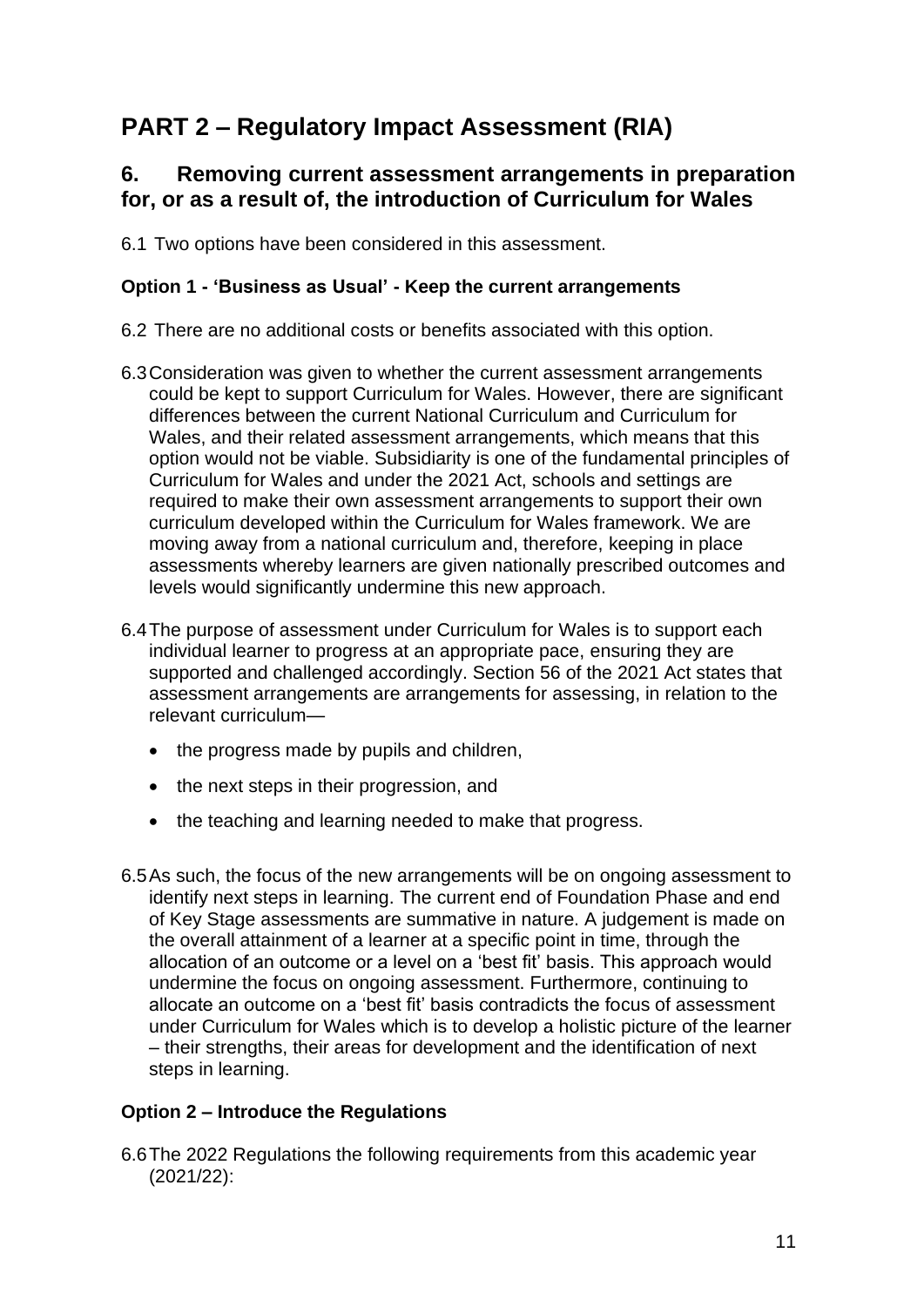# PART 2 – Regulatory Impact Assessment (RIA)

## 6. Removing current assessment arrangements in preparation for, or as a result of, the introduction of Curriculum for Wales

6.1 Two options have been considered in this assessment.

### Option 1 - 'Business as Usual' - Keep the current arrangements

6.2 There are no additional costs or benefits associated with this option.

6.3 Consideration was given to whether the current assessment arrangements could be kept to support Curriculum for Wales. However, there are significant differences between the current National Curriculum and Curriculum for Wales, and their related assessment arrangements, which means that this option would not be viable. Subsidiarity is one of the fundamental principles of Curriculum for Wales and under the 2021 Act, schools and settings are required to make their own assessment arrangements to support their own curriculum developed within the Curriculum for Wales framework. We are moving away from a national curriculum and, therefore, keeping in place assessments whereby learners are given nationally prescribed outcomes and levels would significantly undermine this new approach.

6.4 The purpose of assessment under Curriculum for Wales is to support each individual learner to progress at an appropriate pace, ensuring they are supported and challenged accordingly. Section 56 of the 2021 Act states that assessment arrangements are arrangements for assessing, in relation to the relevant curriculum—

- the progress made by pupils and children,
- the next steps in their progression, and
- the teaching and learning needed to make that progress.

6.5 As such, the focus of the new arrangements will be on ongoing assessment to identify next steps in learning. The current end of Foundation Phase and end of Key Stage assessments are summative in nature. A judgement is made on the overall attainment of a learner at a specific point in time, through the allocation of an outcome or a level on a 'best fit' basis. This approach would undermine the focus on ongoing assessment. Furthermore, continuing to allocate an outcome on a 'best fit' basis contradicts the focus of assessment under Curriculum for Wales which is to develop a holistic picture of the learner – their strengths, their areas for development and the identification of next steps in learning.

### Option 2 – Introduce the Regulations

6.6 The 2022 Regulations the following requirements from this academic year (2021/22):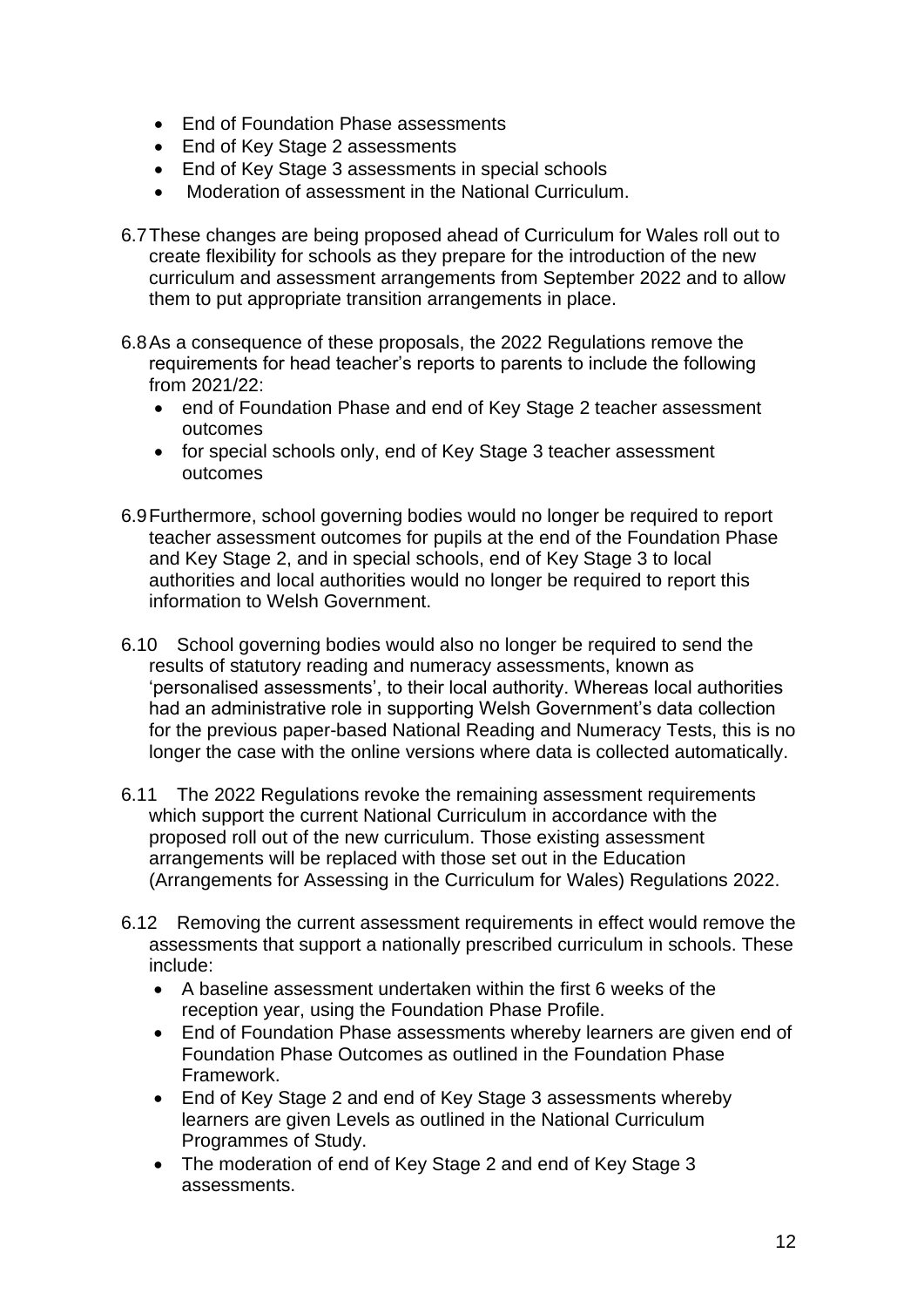- End of Foundation Phase assessments
- End of Key Stage 2 assessments
- End of Key Stage 3 assessments in special schools
- Moderation of assessment in the National Curriculum.

6.7 These changes are being proposed ahead of Curriculum for Wales roll out to create flexibility for schools as they prepare for the introduction of the new curriculum and assessment arrangements from September 2022 and to allow them to put appropriate transition arrangements in place.

6.8 As a consequence of these proposals, the 2022 Regulations remove the requirements for head teacher's reports to parents to include the following from 2021/22:

- end of Foundation Phase and end of Key Stage 2 teacher assessment outcomes
- for special schools only, end of Key Stage 3 teacher assessment outcomes

6.9 Furthermore, school governing bodies would no longer be required to report teacher assessment outcomes for pupils at the end of the Foundation Phase and Key Stage 2, and in special schools, end of Key Stage 3 to local authorities and local authorities would no longer be required to report this information to Welsh Government.

6.10 School governing bodies would also no longer be required to send the results of statutory reading and numeracy assessments, known as 'personalised assessments', to their local authority. Whereas local authorities had an administrative role in supporting Welsh Government's data collection for the previous paper-based National Reading and Numeracy Tests, this is no longer the case with the online versions where data is collected automatically.

6.11 The 2022 Regulations revoke the remaining assessment requirements which support the current National Curriculum in accordance with the proposed roll out of the new curriculum. Those existing assessment arrangements will be replaced with those set out in the Education (Arrangements for Assessing in the Curriculum for Wales) Regulations 2022.

6.12 Removing the current assessment requirements in effect would remove the assessments that support a nationally prescribed curriculum in schools. These include:

- A baseline assessment undertaken within the first 6 weeks of the reception year, using the Foundation Phase Profile.
- End of Foundation Phase assessments whereby learners are given end of Foundation Phase Outcomes as outlined in the Foundation Phase Framework.
- End of Key Stage 2 and end of Key Stage 3 assessments whereby learners are given Levels as outlined in the National Curriculum Programmes of Study.
- The moderation of end of Key Stage 2 and end of Key Stage 3 assessments.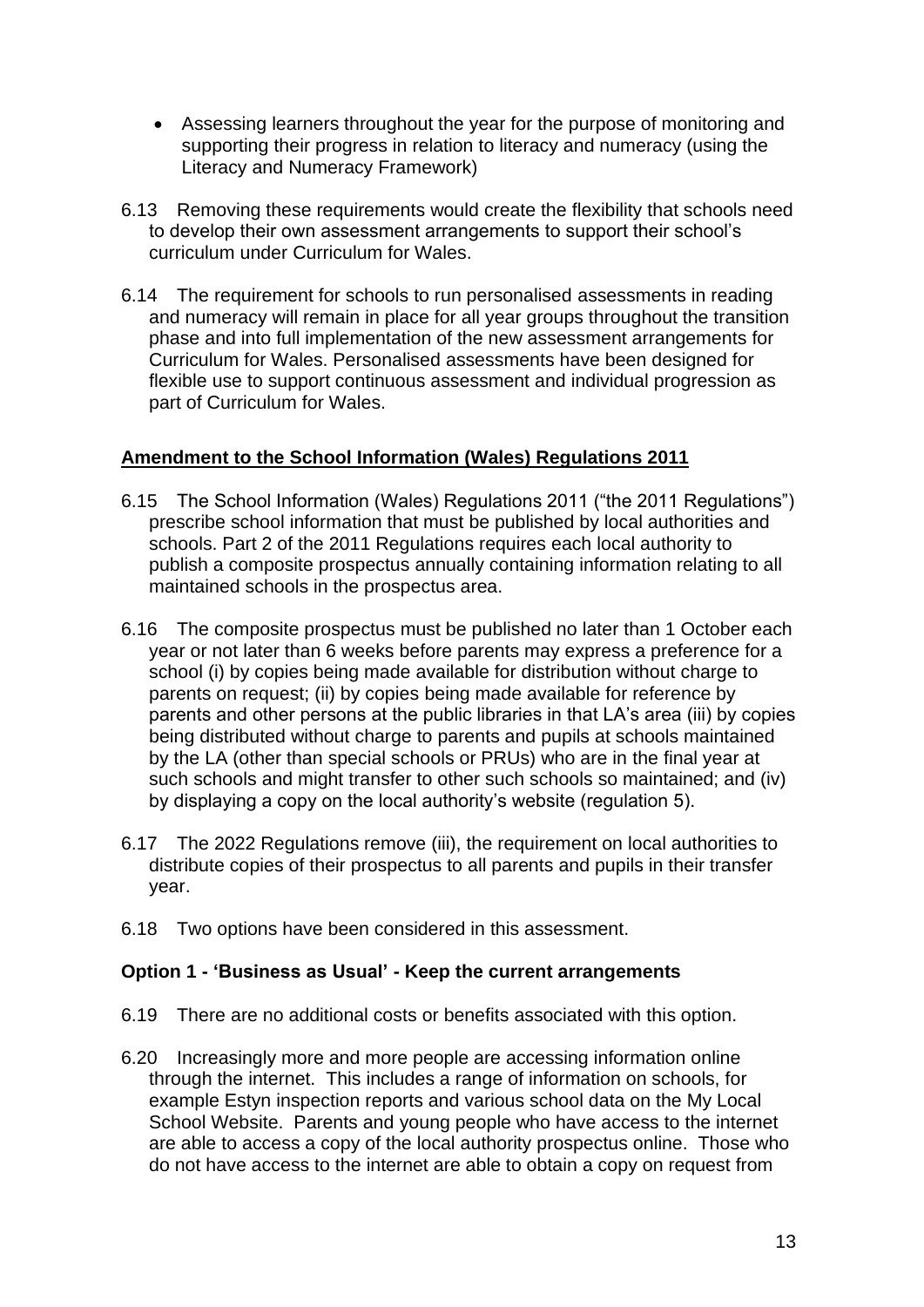- Assessing learners throughout the year for the purpose of monitoring and supporting their progress in relation to literacy and numeracy (using the Literacy and Numeracy Framework)

6.13 Removing these requirements would create the flexibility that schools need to develop their own assessment arrangements to support their school's curriculum under Curriculum for Wales.

6.14 The requirement for schools to run personalised assessments in reading and numeracy will remain in place for all year groups throughout the transition phase and into full implementation of the new assessment arrangements for Curriculum for Wales. Personalised assessments have been designed for flexible use to support continuous assessment and individual progression as part of Curriculum for Wales.

## Amendment to the School Information (Wales) Regulations 2011

6.15 The School Information (Wales) Regulations 2011 ("the 2011 Regulations") prescribe school information that must be published by local authorities and schools. Part 2 of the 2011 Regulations requires each local authority to publish a composite prospectus annually containing information relating to all maintained schools in the prospectus area.

6.16 The composite prospectus must be published no later than 1 October each year or not later than 6 weeks before parents may express a preference for a school (i) by copies being made available for distribution without charge to parents on request; (ii) by copies being made available for reference by parents and other persons at the public libraries in that LA's area (iii) by copies being distributed without charge to parents and pupils at schools maintained by the LA (other than special schools or PRUs) who are in the final year at such schools and might transfer to other such schools so maintained; and (iv) by displaying a copy on the local authority's website (regulation 5).

6.17 The 2022 Regulations remove (iii), the requirement on local authorities to distribute copies of their prospectus to all parents and pupils in their transfer year.

6.18 Two options have been considered in this assessment.

### Option 1 - 'Business as Usual' - Keep the current arrangements

6.19 There are no additional costs or benefits associated with this option.

6.20 Increasingly more and more people are accessing information online through the internet. This includes a range of information on schools, for example Estyn inspection reports and various school data on the My Local School Website. Parents and young people who have access to the internet are able to access a copy of the local authority prospectus online. Those who do not have access to the internet are able to obtain a copy on request from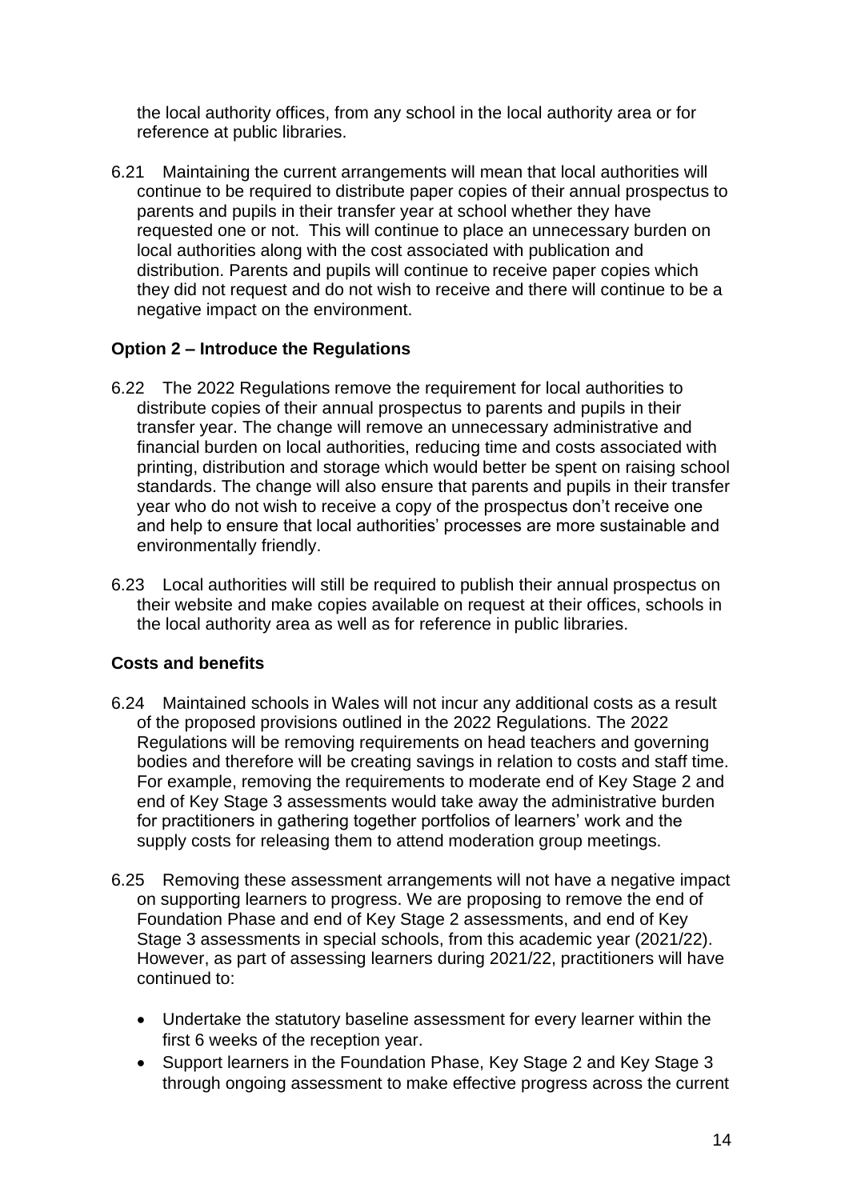the local authority offices, from any school in the local authority area or for reference at public libraries.

6.21 Maintaining the current arrangements will mean that local authorities will continue to be required to distribute paper copies of their annual prospectus to parents and pupils in their transfer year at school whether they have requested one or not. This will continue to place an unnecessary burden on local authorities along with the cost associated with publication and distribution. Parents and pupils will continue to receive paper copies which they did not request and do not wish to receive and there will continue to be a negative impact on the environment.

**Option 2 – Introduce the Regulations**

6.22 The 2022 Regulations remove the requirement for local authorities to distribute copies of their annual prospectus to parents and pupils in their transfer year. The change will remove an unnecessary administrative and financial burden on local authorities, reducing time and costs associated with printing, distribution and storage which would better be spent on raising school standards. The change will also ensure that parents and pupils in their transfer year who do not wish to receive a copy of the prospectus don't receive one and help to ensure that local authorities' processes are more sustainable and environmentally friendly.

6.23 Local authorities will still be required to publish their annual prospectus on their website and make copies available on request at their offices, schools in the local authority area as well as for reference in public libraries.

**Costs and benefits**

6.24 Maintained schools in Wales will not incur any additional costs as a result of the proposed provisions outlined in the 2022 Regulations. The 2022 Regulations will be removing requirements on head teachers and governing bodies and therefore will be creating savings in relation to costs and staff time. For example, removing the requirements to moderate end of Key Stage 2 and end of Key Stage 3 assessments would take away the administrative burden for practitioners in gathering together portfolios of learners' work and the supply costs for releasing them to attend moderation group meetings.

6.25 Removing these assessment arrangements will not have a negative impact on supporting learners to progress. We are proposing to remove the end of Foundation Phase and end of Key Stage 2 assessments, and end of Key Stage 3 assessments in special schools, from this academic year (2021/22). However, as part of assessing learners during 2021/22, practitioners will have continued to:

- Undertake the statutory baseline assessment for every learner within the first 6 weeks of the reception year.
- Support learners in the Foundation Phase, Key Stage 2 and Key Stage 3 through ongoing assessment to make effective progress across the current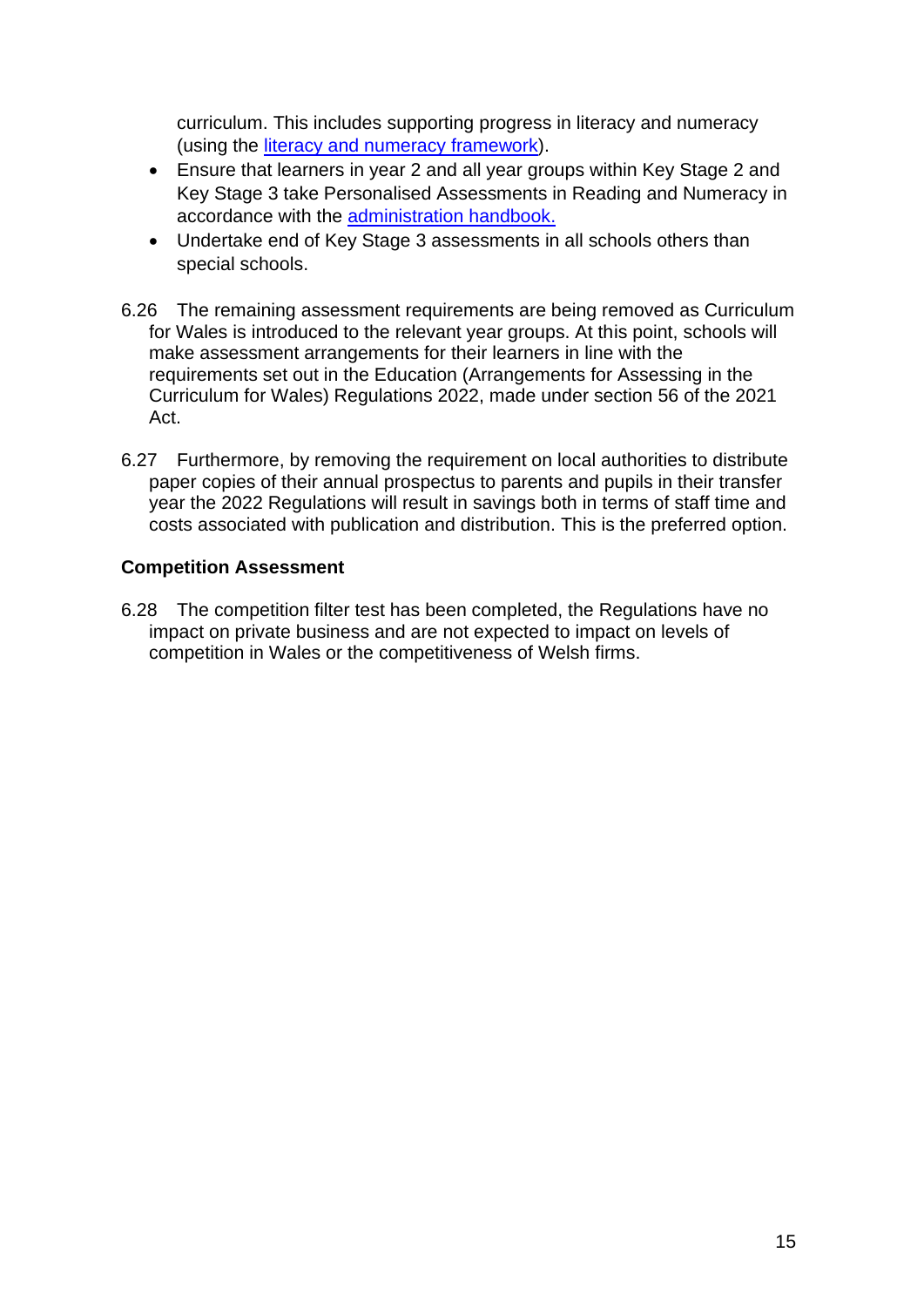curriculum. This includes supporting progress in literacy and numeracy (using the [literacy and numeracy framework]).

- Ensure that learners in year 2 and all year groups within Key Stage 2 and Key Stage 3 take Personalised Assessments in Reading and Numeracy in accordance with the [administration handbook.]
- Undertake end of Key Stage 3 assessments in all schools others than special schools.

6.26 The remaining assessment requirements are being removed as Curriculum for Wales is introduced to the relevant year groups. At this point, schools will make assessment arrangements for their learners in line with the requirements set out in the Education (Arrangements for Assessing in the Curriculum for Wales) Regulations 2022, made under section 56 of the 2021 Act.

6.27 Furthermore, by removing the requirement on local authorities to distribute paper copies of their annual prospectus to parents and pupils in their transfer year the 2022 Regulations will result in savings both in terms of staff time and costs associated with publication and distribution. This is the preferred option.

**Competition Assessment**

6.28 The competition filter test has been completed, the Regulations have no impact on private business and are not expected to impact on levels of competition in Wales or the competitiveness of Welsh firms.